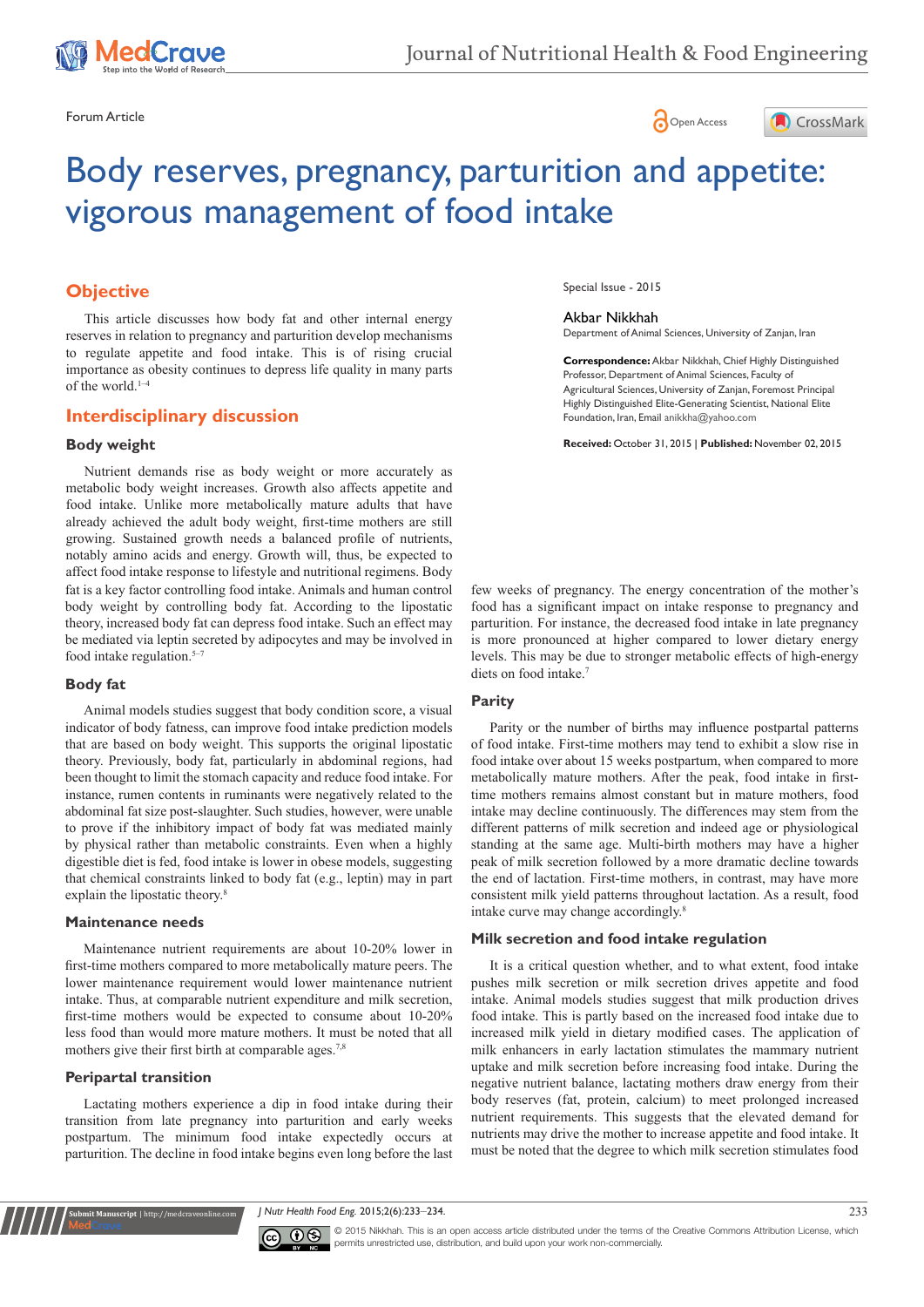Forum Article

Open Access

# Body reserves, pregnancy, parturition and appetite: vigorous management of food intake

Special Issue - 2015

Akbar Nikkhah

Department of Animal Sciences, University of Zanjan, Iran

**Correspondence:** Akbar Nikkhah, Chief Highly Distinguished Professor, Department of Animal Sciences, Faculty of Agricultural Sciences, University of Zanjan, Foremost Principal Highly Distinguished Elite-Generating Scientist, National Elite Foundation, Iran, Email anikkha@yahoo.com

**Received:** October 31, 2015 | **Published:** November 02, 2015

## Objective

This article discusses how body fat and other internal energy reserves in relation to pregnancy and parturition develop mechanisms to regulate appetite and food intake. This is of rising crucial importance as obesity continues to depress life quality in many parts of the world.[1–4]

## Interdisciplinary discussion

### Body weight

Nutrient demands rise as body weight or more accurately as metabolic body weight increases. Growth also affects appetite and food intake. Unlike more metabolically mature adults that have already achieved the adult body weight, first-time mothers are still growing. Sustained growth needs a balanced profile of nutrients, notably amino acids and energy. Growth will, thus, be expected to affect food intake response to lifestyle and nutritional regimens. Body fat is a key factor controlling food intake. Animals and human control body weight by controlling body fat. According to the lipostatic theory, increased body fat can depress food intake. Such an effect may be mediated via leptin secreted by adipocytes and may be involved in food intake regulation.[5–7]

### Body fat

Animal models studies suggest that body condition score, a visual indicator of body fatness, can improve food intake prediction models that are based on body weight. This supports the original lipostatic theory. Previously, body fat, particularly in abdominal regions, had been thought to limit the stomach capacity and reduce food intake. For instance, rumen contents in ruminants were negatively related to the abdominal fat size post-slaughter. Such studies, however, were unable to prove if the inhibitory impact of body fat was mediated mainly by physical rather than metabolic constraints. Even when a highly digestible diet is fed, food intake is lower in obese models, suggesting that chemical constraints linked to body fat (e.g., leptin) may in part explain the lipostatic theory.[8]

### Maintenance needs

Maintenance nutrient requirements are about 10-20% lower in first-time mothers compared to more metabolically mature peers. The lower maintenance requirement would lower maintenance nutrient intake. Thus, at comparable nutrient expenditure and milk secretion, first-time mothers would be expected to consume about 10-20% less food than would more mature mothers. It must be noted that all mothers give their first birth at comparable ages.[7,8]

### Peripartal transition

Lactating mothers experience a dip in food intake during their transition from late pregnancy into parturition and early weeks postpartum. The minimum food intake expectedly occurs at parturition. The decline in food intake begins even long before the last few weeks of pregnancy. The energy concentration of the mother's food has a significant impact on intake response to pregnancy and parturition. For instance, the decreased food intake in late pregnancy is more pronounced at higher compared to lower dietary energy levels. This may be due to stronger metabolic effects of high-energy diets on food intake.[7]

### Parity

Parity or the number of births may influence postpartal patterns of food intake. First-time mothers may tend to exhibit a slow rise in food intake over about 15 weeks postpartum, when compared to more metabolically mature mothers. After the peak, food intake in first-time mothers remains almost constant but in mature mothers, food intake may decline continuously. The differences may stem from the different patterns of milk secretion and indeed age or physiological standing at the same age. Multi-birth mothers may have a higher peak of milk secretion followed by a more dramatic decline towards the end of lactation. First-time mothers, in contrast, may have more consistent milk yield patterns throughout lactation. As a result, food intake curve may change accordingly.[8]

### Milk secretion and food intake regulation

It is a critical question whether, and to what extent, food intake pushes milk secretion or milk secretion drives appetite and food intake. Animal models studies suggest that milk production drives food intake. This is partly based on the increased food intake due to increased milk yield in dietary modified cases. The application of milk enhancers in early lactation stimulates the mammary nutrient uptake and milk secretion before increasing food intake. During the negative nutrient balance, lactating mothers draw energy from their body reserves (fat, protein, calcium) to meet prolonged increased nutrient requirements. This suggests that the elevated demand for nutrients may drive the mother to increase appetite and food intake. It must be noted that the degree to which milk secretion stimulates food

© 2015 Nikkhah. This is an open access article distributed under the terms of the Creative Commons Attribution License, which permits unrestricted use, distribution, and build upon your work non-commercially.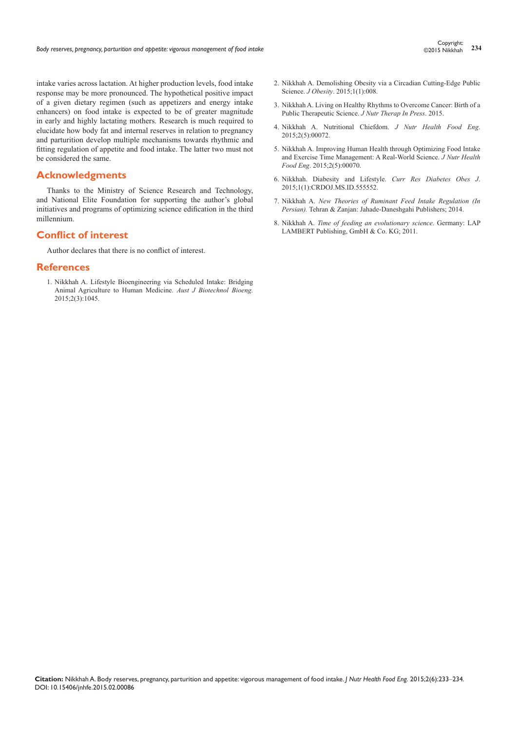intake varies across lactation. At higher production levels, food intake response may be more pronounced. The hypothetical positive impact of a given dietary regimen (such as appetizers and energy intake enhancers) on food intake is expected to be of greater magnitude in early and highly lactating mothers. Research is much required to elucidate how body fat and internal reserves in relation to pregnancy and parturition develop multiple mechanisms towards rhythmic and fitting regulation of appetite and food intake. The latter two must not be considered the same.

## Acknowledgments

Thanks to the Ministry of Science Research and Technology, and National Elite Foundation for supporting the author's global initiatives and programs of optimizing science edification in the third millennium.

## Conflict of interest

Author declares that there is no conflict of interest.

## References

1. Nikkhah A. Lifestyle Bioengineering via Scheduled Intake: Bridging Animal Agriculture to Human Medicine. *Aust J Biotechnol Bioeng.* 2015;2(3):1045.
2. Nikkhah A. Demolishing Obesity via a Circadian Cutting-Edge Public Science. *J Obesity*. 2015;1(1):008.
3. Nikkhah A. Living on Healthy Rhythms to Overcome Cancer: Birth of a Public Therapeutic Science. *J Nutr Therap In Press*. 2015.
4. Nikkhah A. Nutritional Chiefdom. *J Nutr Health Food Eng*. 2015;2(5):00072.
5. Nikkhah A. Improving Human Health through Optimizing Food Intake and Exercise Time Management: A Real-World Science. *J Nutr Health Food Eng*. 2015;2(5):00070.
6. Nikkhah. Diabesity and Lifestyle. *Curr Res Diabetes Obes J*. 2015;1(1):CRDOJ.MS.ID.555552.
7. Nikkhah A. *New Theories of Ruminant Feed Intake Regulation (In Persian).* Tehran & Zanjan: Jahade-Daneshgahi Publishers; 2014.
8. Nikkhah A. *Time of feeding an evolutionary science*. Germany: LAP LAMBERT Publishing, GmbH & Co. KG; 2011.